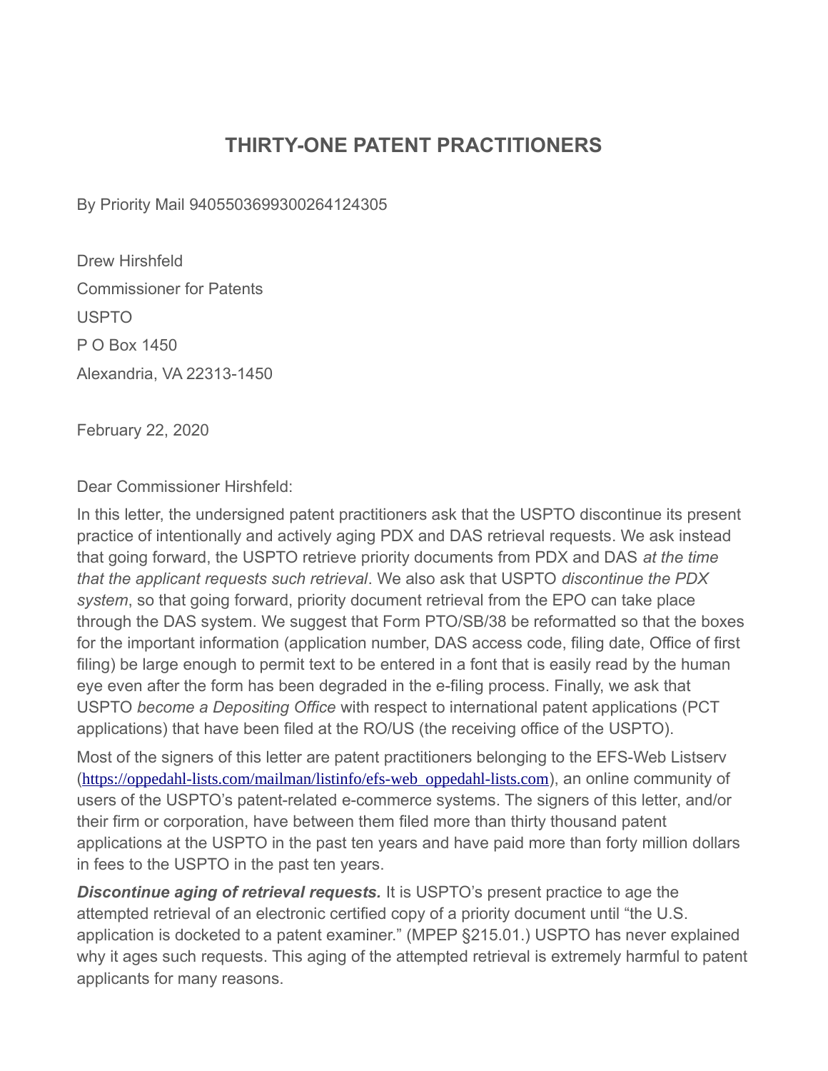# THIRTY-ONE PATENT PRACTITIONERS

By Priority Mail 9405503699300264124305

Drew Hirshfeld
Commissioner for Patents
USPTO
P O Box 1450
Alexandria, VA 22313-1450

February 22, 2020

Dear Commissioner Hirshfeld:

In this letter, the undersigned patent practitioners ask that the USPTO discontinue its present practice of intentionally and actively aging PDX and DAS retrieval requests. We ask instead that going forward, the USPTO retrieve priority documents from PDX and DAS *at the time that the applicant requests such retrieval*. We also ask that USPTO *discontinue the PDX system*, so that going forward, priority document retrieval from the EPO can take place through the DAS system. We suggest that Form PTO/SB/38 be reformatted so that the boxes for the important information (application number, DAS access code, filing date, Office of first filing) be large enough to permit text to be entered in a font that is easily read by the human eye even after the form has been degraded in the e-filing process. Finally, we ask that USPTO *become a Depositing Office* with respect to international patent applications (PCT applications) that have been filed at the RO/US (the receiving office of the USPTO).

Most of the signers of this letter are patent practitioners belonging to the EFS-Web Listserv (https://oppedahl-lists.com/mailman/listinfo/efs-web_oppedahl-lists.com), an online community of users of the USPTO's patent-related e-commerce systems. The signers of this letter, and/or their firm or corporation, have between them filed more than thirty thousand patent applications at the USPTO in the past ten years and have paid more than forty million dollars in fees to the USPTO in the past ten years.

***Discontinue aging of retrieval requests.*** It is USPTO's present practice to age the attempted retrieval of an electronic certified copy of a priority document until "the U.S. application is docketed to a patent examiner." (MPEP §215.01.) USPTO has never explained why it ages such requests. This aging of the attempted retrieval is extremely harmful to patent applicants for many reasons.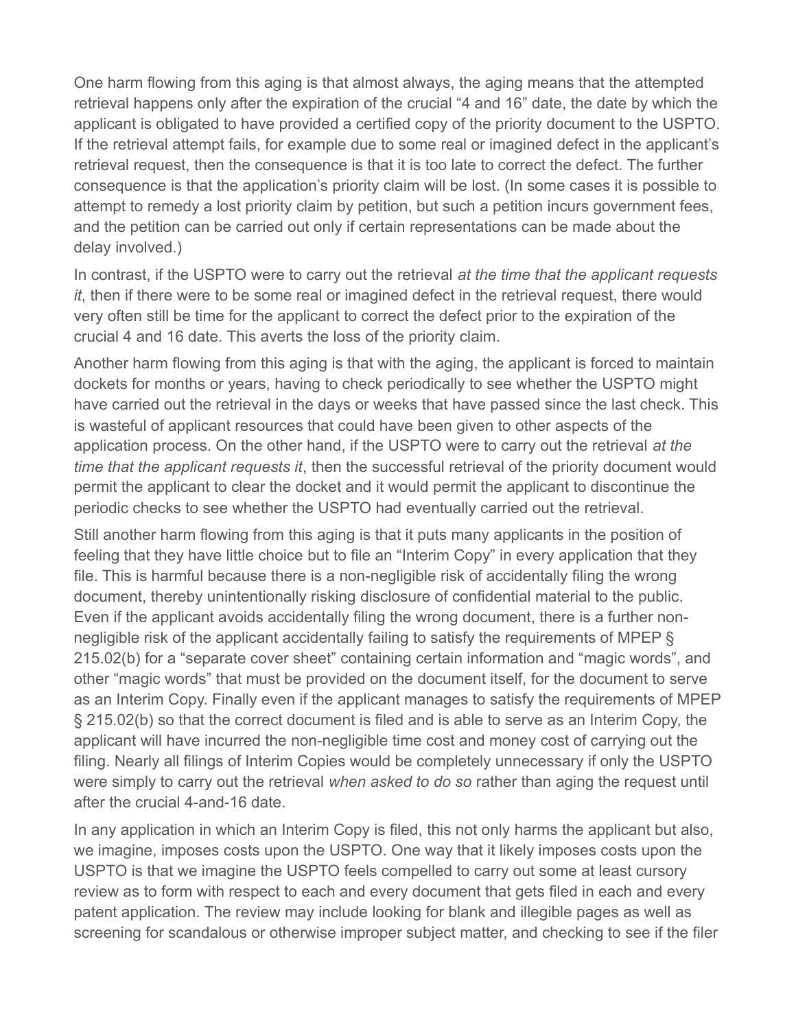One harm flowing from this aging is that almost always, the aging means that the attempted retrieval happens only after the expiration of the crucial "4 and 16" date, the date by which the applicant is obligated to have provided a certified copy of the priority document to the USPTO. If the retrieval attempt fails, for example due to some real or imagined defect in the applicant's retrieval request, then the consequence is that it is too late to correct the defect. The further consequence is that the application's priority claim will be lost. (In some cases it is possible to attempt to remedy a lost priority claim by petition, but such a petition incurs government fees, and the petition can be carried out only if certain representations can be made about the delay involved.)

In contrast, if the USPTO were to carry out the retrieval *at the time that the applicant requests it*, then if there were to be some real or imagined defect in the retrieval request, there would very often still be time for the applicant to correct the defect prior to the expiration of the crucial 4 and 16 date. This averts the loss of the priority claim.

Another harm flowing from this aging is that with the aging, the applicant is forced to maintain dockets for months or years, having to check periodically to see whether the USPTO might have carried out the retrieval in the days or weeks that have passed since the last check. This is wasteful of applicant resources that could have been given to other aspects of the application process. On the other hand, if the USPTO were to carry out the retrieval *at the time that the applicant requests it*, then the successful retrieval of the priority document would permit the applicant to clear the docket and it would permit the applicant to discontinue the periodic checks to see whether the USPTO had eventually carried out the retrieval.

Still another harm flowing from this aging is that it puts many applicants in the position of feeling that they have little choice but to file an "Interim Copy" in every application that they file. This is harmful because there is a non-negligible risk of accidentally filing the wrong document, thereby unintentionally risking disclosure of confidential material to the public. Even if the applicant avoids accidentally filing the wrong document, there is a further non-negligible risk of the applicant accidentally failing to satisfy the requirements of MPEP § 215.02(b) for a "separate cover sheet" containing certain information and "magic words", and other "magic words" that must be provided on the document itself, for the document to serve as an Interim Copy. Finally even if the applicant manages to satisfy the requirements of MPEP § 215.02(b) so that the correct document is filed and is able to serve as an Interim Copy, the applicant will have incurred the non-negligible time cost and money cost of carrying out the filing. Nearly all filings of Interim Copies would be completely unnecessary if only the USPTO were simply to carry out the retrieval *when asked to do so* rather than aging the request until after the crucial 4-and-16 date.

In any application in which an Interim Copy is filed, this not only harms the applicant but also, we imagine, imposes costs upon the USPTO. One way that it likely imposes costs upon the USPTO is that we imagine the USPTO feels compelled to carry out some at least cursory review as to form with respect to each and every document that gets filed in each and every patent application. The review may include looking for blank and illegible pages as well as screening for scandalous or otherwise improper subject matter, and checking to see if the filer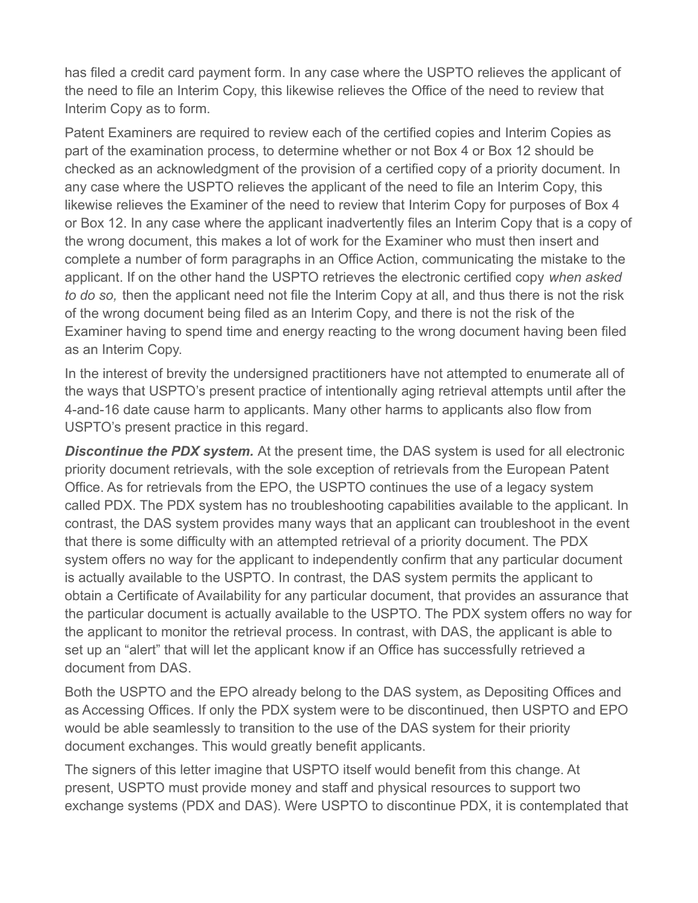has filed a credit card payment form. In any case where the USPTO relieves the applicant of the need to file an Interim Copy, this likewise relieves the Office of the need to review that Interim Copy as to form.

Patent Examiners are required to review each of the certified copies and Interim Copies as part of the examination process, to determine whether or not Box 4 or Box 12 should be checked as an acknowledgment of the provision of a certified copy of a priority document. In any case where the USPTO relieves the applicant of the need to file an Interim Copy, this likewise relieves the Examiner of the need to review that Interim Copy for purposes of Box 4 or Box 12. In any case where the applicant inadvertently files an Interim Copy that is a copy of the wrong document, this makes a lot of work for the Examiner who must then insert and complete a number of form paragraphs in an Office Action, communicating the mistake to the applicant. If on the other hand the USPTO retrieves the electronic certified copy *when asked to do so,* then the applicant need not file the Interim Copy at all, and thus there is not the risk of the wrong document being filed as an Interim Copy, and there is not the risk of the Examiner having to spend time and energy reacting to the wrong document having been filed as an Interim Copy.

In the interest of brevity the undersigned practitioners have not attempted to enumerate all of the ways that USPTO's present practice of intentionally aging retrieval attempts until after the 4-and-16 date cause harm to applicants. Many other harms to applicants also flow from USPTO's present practice in this regard.

***Discontinue the PDX system.*** At the present time, the DAS system is used for all electronic priority document retrievals, with the sole exception of retrievals from the European Patent Office. As for retrievals from the EPO, the USPTO continues the use of a legacy system called PDX. The PDX system has no troubleshooting capabilities available to the applicant. In contrast, the DAS system provides many ways that an applicant can troubleshoot in the event that there is some difficulty with an attempted retrieval of a priority document. The PDX system offers no way for the applicant to independently confirm that any particular document is actually available to the USPTO. In contrast, the DAS system permits the applicant to obtain a Certificate of Availability for any particular document, that provides an assurance that the particular document is actually available to the USPTO. The PDX system offers no way for the applicant to monitor the retrieval process. In contrast, with DAS, the applicant is able to set up an "alert" that will let the applicant know if an Office has successfully retrieved a document from DAS.

Both the USPTO and the EPO already belong to the DAS system, as Depositing Offices and as Accessing Offices. If only the PDX system were to be discontinued, then USPTO and EPO would be able seamlessly to transition to the use of the DAS system for their priority document exchanges. This would greatly benefit applicants.

The signers of this letter imagine that USPTO itself would benefit from this change. At present, USPTO must provide money and staff and physical resources to support two exchange systems (PDX and DAS). Were USPTO to discontinue PDX, it is contemplated that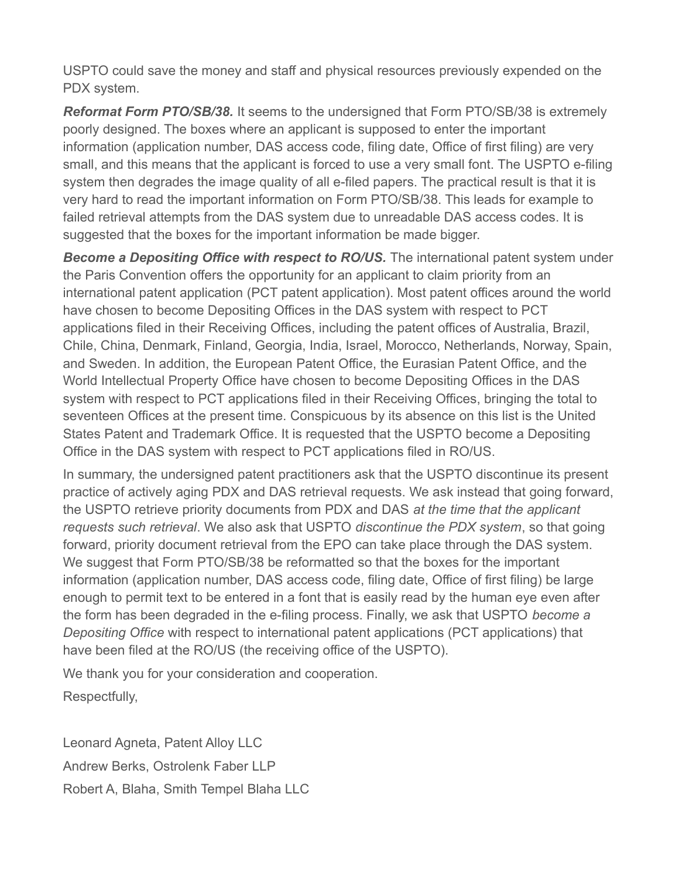USPTO could save the money and staff and physical resources previously expended on the PDX system.

***Reformat Form PTO/SB/38.*** It seems to the undersigned that Form PTO/SB/38 is extremely poorly designed. The boxes where an applicant is supposed to enter the important information (application number, DAS access code, filing date, Office of first filing) are very small, and this means that the applicant is forced to use a very small font. The USPTO e-filing system then degrades the image quality of all e-filed papers. The practical result is that it is very hard to read the important information on Form PTO/SB/38. This leads for example to failed retrieval attempts from the DAS system due to unreadable DAS access codes. It is suggested that the boxes for the important information be made bigger.

***Become a Depositing Office with respect to RO/US.*** The international patent system under the Paris Convention offers the opportunity for an applicant to claim priority from an international patent application (PCT patent application). Most patent offices around the world have chosen to become Depositing Offices in the DAS system with respect to PCT applications filed in their Receiving Offices, including the patent offices of Australia, Brazil, Chile, China, Denmark, Finland, Georgia, India, Israel, Morocco, Netherlands, Norway, Spain, and Sweden. In addition, the European Patent Office, the Eurasian Patent Office, and the World Intellectual Property Office have chosen to become Depositing Offices in the DAS system with respect to PCT applications filed in their Receiving Offices, bringing the total to seventeen Offices at the present time. Conspicuous by its absence on this list is the United States Patent and Trademark Office. It is requested that the USPTO become a Depositing Office in the DAS system with respect to PCT applications filed in RO/US.

In summary, the undersigned patent practitioners ask that the USPTO discontinue its present practice of actively aging PDX and DAS retrieval requests. We ask instead that going forward, the USPTO retrieve priority documents from PDX and DAS *at the time that the applicant requests such retrieval*. We also ask that USPTO *discontinue the PDX system*, so that going forward, priority document retrieval from the EPO can take place through the DAS system. We suggest that Form PTO/SB/38 be reformatted so that the boxes for the important information (application number, DAS access code, filing date, Office of first filing) be large enough to permit text to be entered in a font that is easily read by the human eye even after the form has been degraded in the e-filing process. Finally, we ask that USPTO *become a Depositing Office* with respect to international patent applications (PCT applications) that have been filed at the RO/US (the receiving office of the USPTO).

We thank you for your consideration and cooperation.

Respectfully,

Leonard Agneta, Patent Alloy LLC

Andrew Berks, Ostrolenk Faber LLP

Robert A, Blaha, Smith Tempel Blaha LLC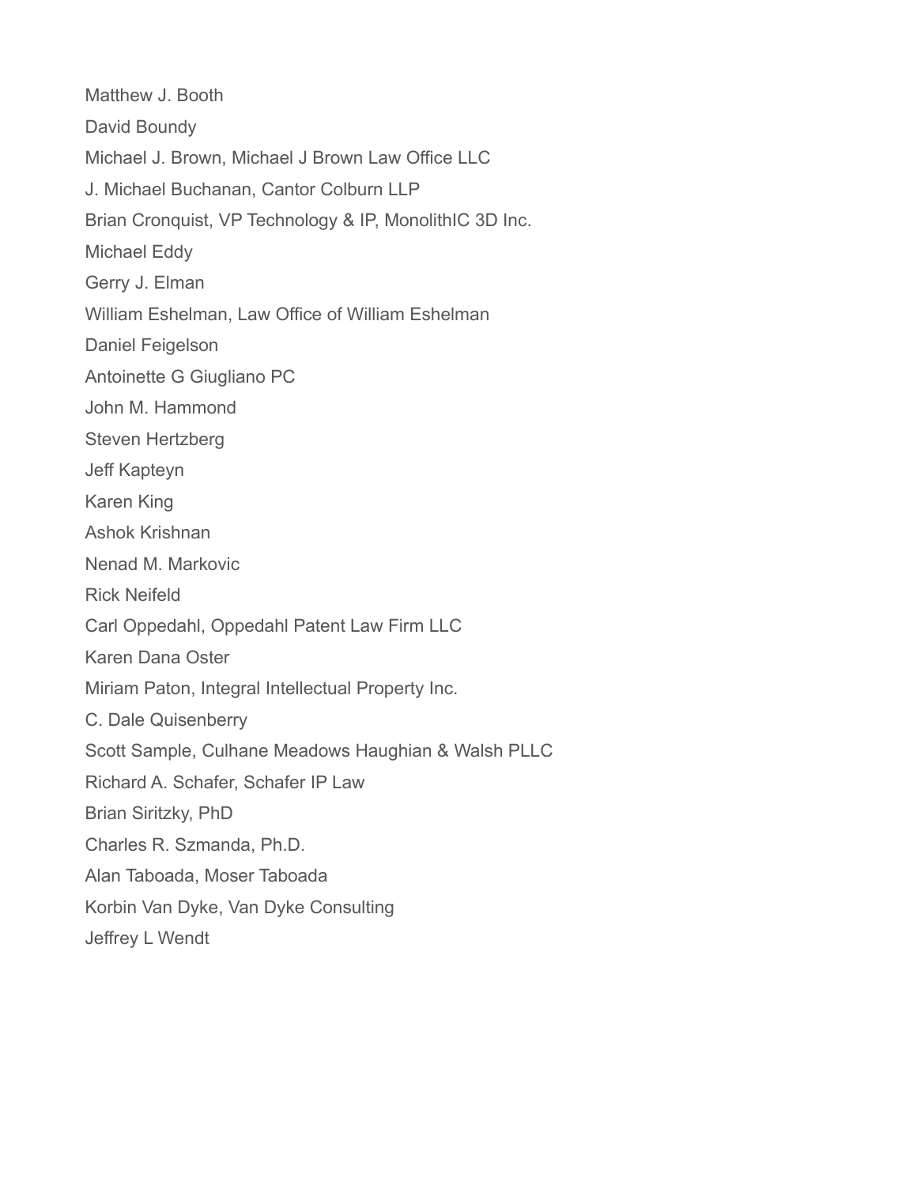Matthew J. Booth

David Boundy

Michael J. Brown, Michael J Brown Law Office LLC

J. Michael Buchanan, Cantor Colburn LLP

Brian Cronquist, VP Technology & IP, MonolithIC 3D Inc.

Michael Eddy

Gerry J. Elman

William Eshelman, Law Office of William Eshelman

Daniel Feigelson

Antoinette G Giugliano PC

John M. Hammond

Steven Hertzberg

Jeff Kapteyn

Karen King

Ashok Krishnan

Nenad M. Markovic

Rick Neifeld

Carl Oppedahl, Oppedahl Patent Law Firm LLC

Karen Dana Oster

Miriam Paton, Integral Intellectual Property Inc.

C. Dale Quisenberry

Scott Sample, Culhane Meadows Haughian & Walsh PLLC

Richard A. Schafer, Schafer IP Law

Brian Siritzky, PhD

Charles R. Szmanda, Ph.D.

Alan Taboada, Moser Taboada

Korbin Van Dyke, Van Dyke Consulting

Jeffrey L Wendt